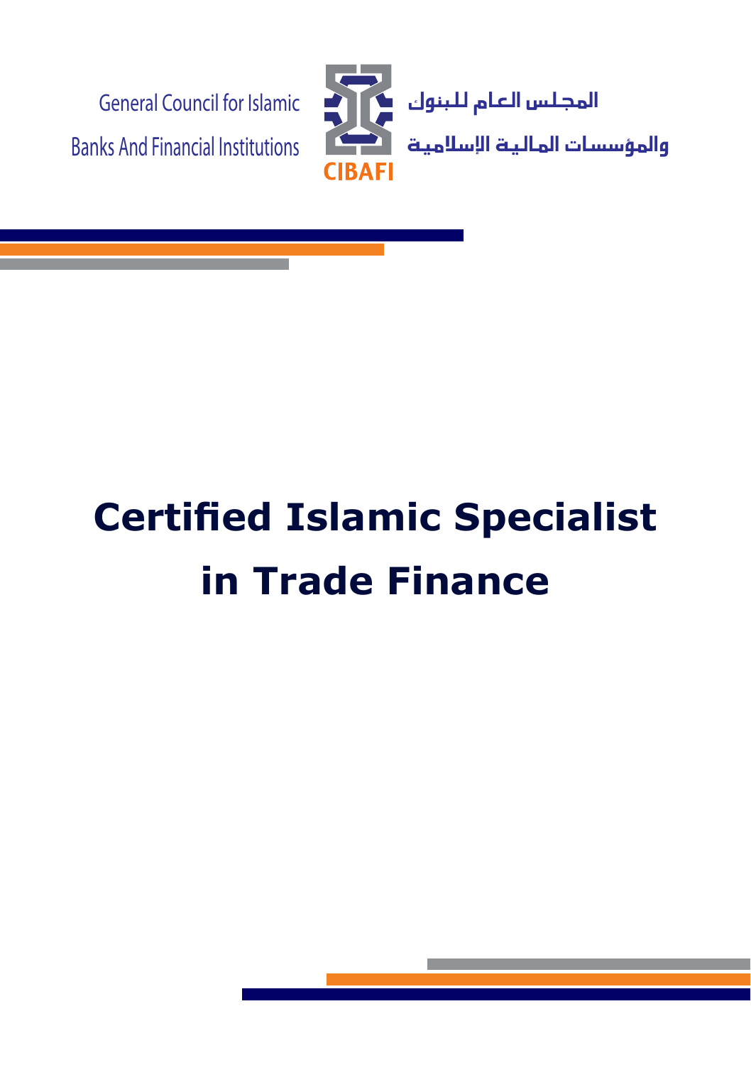General Council for Islamic Banks And Financial Institutions

CIBAFI

المجلس العام للبنوك والمؤسسات المالية الإسلامية

# Certified Islamic Specialist in Trade Finance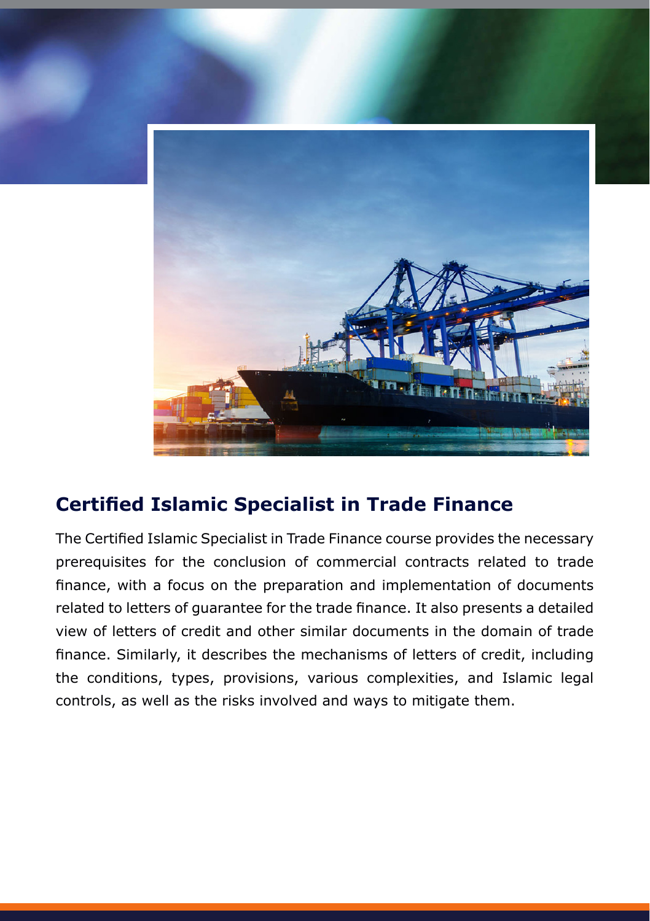## Certified Islamic Specialist in Trade Finance

The Certified Islamic Specialist in Trade Finance course provides the necessary prerequisites for the conclusion of commercial contracts related to trade finance, with a focus on the preparation and implementation of documents related to letters of guarantee for the trade finance. It also presents a detailed view of letters of credit and other similar documents in the domain of trade finance. Similarly, it describes the mechanisms of letters of credit, including the conditions, types, provisions, various complexities, and Islamic legal controls, as well as the risks involved and ways to mitigate them.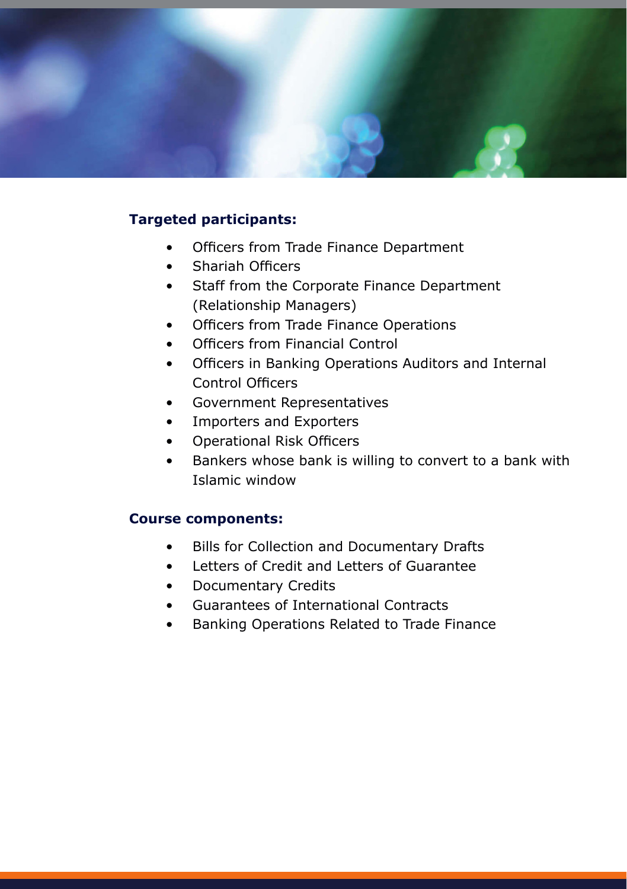**Targeted participants:**

- Officers from Trade Finance Department
- Shariah Officers
- Staff from the Corporate Finance Department (Relationship Managers)
- Officers from Trade Finance Operations
- Officers from Financial Control
- Officers in Banking Operations Auditors and Internal Control Officers
- Government Representatives
- Importers and Exporters
- Operational Risk Officers
- Bankers whose bank is willing to convert to a bank with Islamic window

**Course components:**

- Bills for Collection and Documentary Drafts
- Letters of Credit and Letters of Guarantee
- Documentary Credits
- Guarantees of International Contracts
- Banking Operations Related to Trade Finance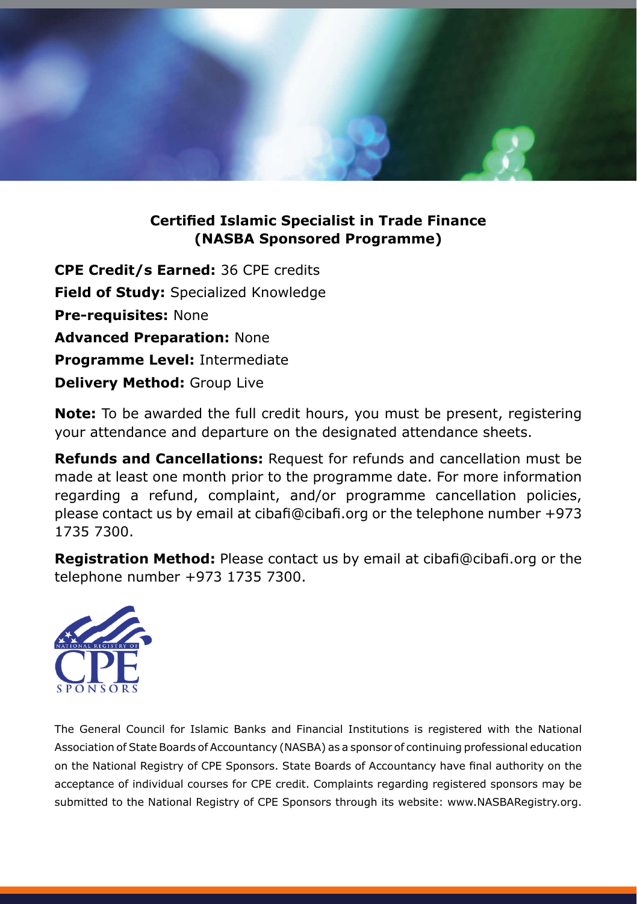**Certified Islamic Specialist in Trade Finance**
**(NASBA Sponsored Programme)**

**CPE Credit/s Earned:** 36 CPE credits

**Field of Study:** Specialized Knowledge

**Pre-requisites:** None

**Advanced Preparation:** None

**Programme Level:** Intermediate

**Delivery Method:** Group Live

**Note:** To be awarded the full credit hours, you must be present, registering your attendance and departure on the designated attendance sheets.

**Refunds and Cancellations:** Request for refunds and cancellation must be made at least one month prior to the programme date. For more information regarding a refund, complaint, and/or programme cancellation policies, please contact us by email at cibafi@cibafi.org or the telephone number +973 1735 7300.

**Registration Method:** Please contact us by email at cibafi@cibafi.org or the telephone number +973 1735 7300.

NATIONAL REGISTRY OF CPE SPONSORS

The General Council for Islamic Banks and Financial Institutions is registered with the National Association of State Boards of Accountancy (NASBA) as a sponsor of continuing professional education on the National Registry of CPE Sponsors. State Boards of Accountancy have final authority on the acceptance of individual courses for CPE credit. Complaints regarding registered sponsors may be submitted to the National Registry of CPE Sponsors through its website: www.NASBARegistry.org.